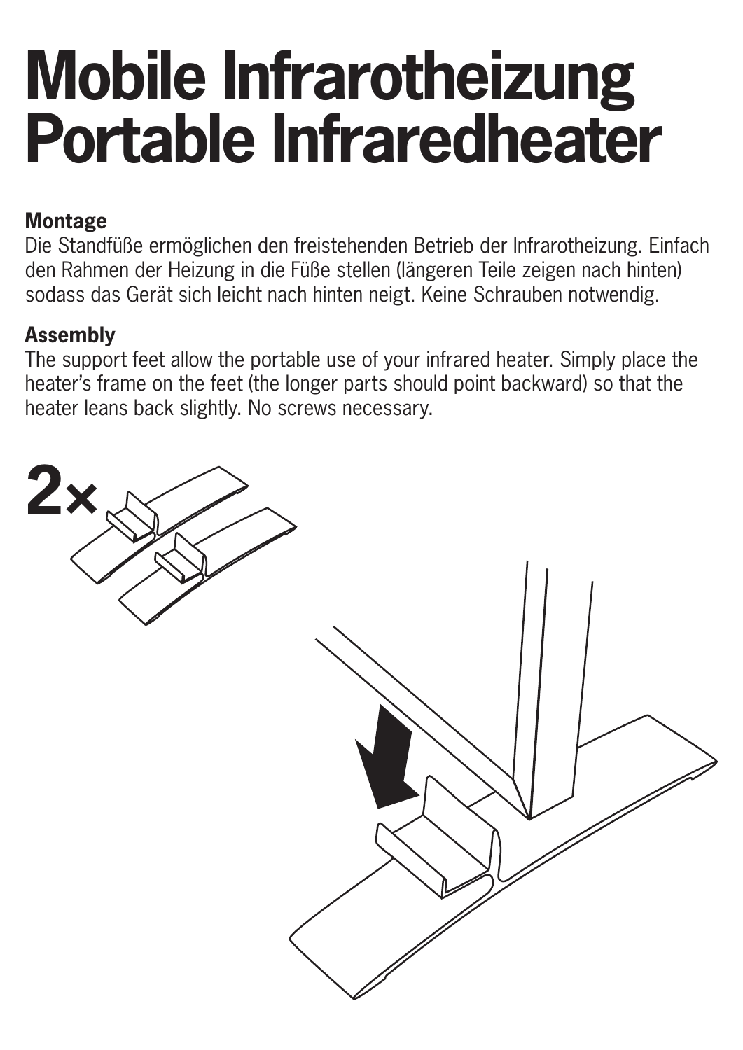# Mobile Infrarotheizung
# Portable Infraredheater

**Montage**
Die Standfüße ermöglichen den freistehenden Betrieb der Infrarotheizung. Einfach den Rahmen der Heizung in die Füße stellen (längeren Teile zeigen nach hinten) sodass das Gerät sich leicht nach hinten neigt. Keine Schrauben notwendig.

**Assembly**
The support feet allow the portable use of your infrared heater. Simply place the heater's frame on the feet (the longer parts should point backward) so that the heater leans back slightly. No screws necessary.

**2×**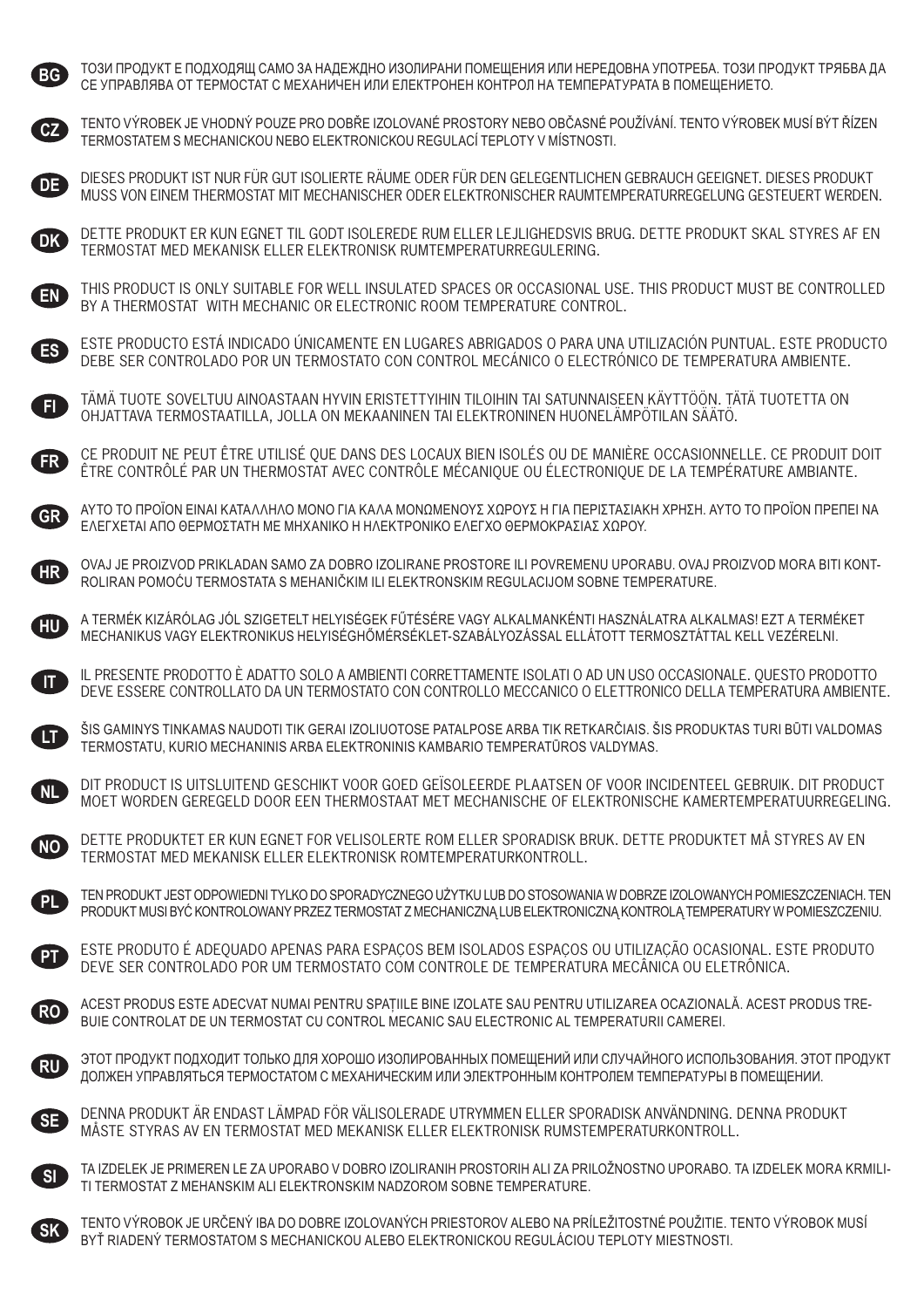**BG** ТОЗИ ПРОДУКТ Е ПОДХОДЯЩ САМО ЗА НАДЕЖДНО ИЗОЛИРАНИ ПОМЕЩЕНИЯ ИЛИ НЕРЕДОВНА УПОТРЕБА. ТОЗИ ПРОДУКТ ТРЯБВА ДА СЕ УПРАВЛЯВА ОТ ТЕРМОСТАТ С МЕХАНИЧЕН ИЛИ ЕЛЕКТРОНЕН КОНТРОЛ НА ТЕМПЕРАТУРАТА В ПОМЕЩЕНИЕТО.

**CZ** TENTO VÝROBEK JE VHODNÝ POUZE PRO DOBŘE IZOLOVANÉ PROSTORY NEBO OBČASNÉ POUŽÍVÁNÍ. TENTO VÝROBEK MUSÍ BÝT ŘÍZEN TERMOSTATEM S MECHANICKOU NEBO ELEKTRONICKOU REGULACÍ TEPLOTY V MÍSTNOSTI.

**DE** DIESES PRODUKT IST NUR FÜR GUT ISOLIERTE RÄUME ODER FÜR DEN GELEGENTLICHEN GEBRAUCH GEEIGNET. DIESES PRODUKT MUSS VON EINEM THERMOSTAT MIT MECHANISCHER ODER ELEKTRONISCHER RAUMTEMPERATURREGELUNG GESTEUERT WERDEN.

**DK** DETTE PRODUKT ER KUN EGNET TIL GODT ISOLEREDE RUM ELLER LEJLIGHEDSVIS BRUG. DETTE PRODUKT SKAL STYRES AF EN TERMOSTAT MED MEKANISK ELLER ELEKTRONISK RUMTEMPERATURREGULERING.

**EN** THIS PRODUCT IS ONLY SUITABLE FOR WELL INSULATED SPACES OR OCCASIONAL USE. THIS PRODUCT MUST BE CONTROLLED BY A THERMOSTAT WITH MECHANIC OR ELECTRONIC ROOM TEMPERATURE CONTROL.

**ES** ESTE PRODUCTO ESTÁ INDICADO ÚNICAMENTE EN LUGARES ABRIGADOS O PARA UNA UTILIZACIÓN PUNTUAL. ESTE PRODUCTO DEBE SER CONTROLADO POR UN TERMOSTATO CON CONTROL MECÁNICO O ELECTRÓNICO DE TEMPERATURA AMBIENTE.

**FI** TÄMÄ TUOTE SOVELTUU AINOASTAAN HYVIN ERISTETTYIHIN TILOIHIN TAI SATUNNAISEEN KÄYTTÖÖN. TÄTÄ TUOTETTA ON OHJATTAVA TERMOSTAATILLA, JOLLA ON MEKAANINEN TAI ELEKTRONINEN HUONELÄMPÖTILAN SÄÄTÖ.

**FR** CE PRODUIT NE PEUT ÊTRE UTILISÉ QUE DANS DES LOCAUX BIEN ISOLÉS OU DE MANIÈRE OCCASIONNELLE. CE PRODUIT DOIT ÊTRE CONTRÔLÉ PAR UN THERMOSTAT AVEC CONTRÔLE MÉCANIQUE OU ÉLECTRONIQUE DE LA TEMPÉRATURE AMBIANTE.

**GR** ΑΥΤΟ ΤΟ ΠΡΟΪΟΝ ΕΙΝΑΙ ΚΑΤΑΛΛΗΛΟ ΜΟΝΟ ΓΙΑ ΚΑΛΑ ΜΟΝΩΜΕΝΟΥΣ ΧΩΡΟΥΣ Η ΓΙΑ ΠΕΡΙΣΤΑΣΙΑΚΗ ΧΡΗΣΗ. ΑΥΤΟ ΤΟ ΠΡΟΪΟΝ ΠΡΕΠΕΙ ΝΑ ΕΛΕΓΧΕΤΑΙ ΑΠΟ ΘΕΡΜΟΣΤΑΤΗ ΜΕ ΜΗΧΑΝΙΚΟ Η ΗΛΕΚΤΡΟΝΙΚΟ ΕΛΕΓΧΟ ΘΕΡΜΟΚΡΑΣΙΑΣ ΧΩΡΟΥ.

**HR** OVAJ JE PROIZVOD PRIKLADAN SAMO ZA DOBRO IZOLIRANE PROSTORE ILI POVREMENU UPORABU. OVAJ PROIZVOD MORA BITI KONT-ROLIRAN POMOĆU TERMOSTATA S MEHANIČKIM ILI ELEKTRONSKIM REGULACIJOM SOBNE TEMPERATURE.

**HU** A TERMÉK KIZÁRÓLAG JÓL SZIGETELT HELYISÉGEK FŰTÉSÉRE VAGY ALKALMANKÉNTI HASZNÁLATRA ALKALMAS! EZT A TERMÉKET MECHANIKUS VAGY ELEKTRONIKUS HELYISÉGHŐMÉRSÉKLET-SZABÁLYOZÁSSAL ELLÁTOTT TERMOSZTÁTTAL KELL VEZÉRELNI.

**IT** IL PRESENTE PRODOTTO È ADATTO SOLO A AMBIENTI CORRETTAMENTE ISOLATI O AD UN USO OCCASIONALE. QUESTO PRODOTTO DEVE ESSERE CONTROLLATO DA UN TERMOSTATO CON CONTROLLO MECCANICO O ELETTRONICO DELLA TEMPERATURA AMBIENTE.

**LT** ŠIS GAMINYS TINKAMAS NAUDOTI TIK GERAI IZOLIUOTOSE PATALPOSE ARBA TIK RETKARČIAIS. ŠIS PRODUKTAS TURI BŪTI VALDOMAS TERMOSTATU, KURIO MECHANINIS ARBA ELEKTRONINIS KAMBARIO TEMPERATŪROS VALDYMAS.

**NL** DIT PRODUCT IS UITSLUITEND GESCHIKT VOOR GOED GEÏSOLEERDE PLAATSEN OF VOOR INCIDENTEEL GEBRUIK. DIT PRODUCT MOET WORDEN GEREGELD DOOR EEN THERMOSTAAT MET MECHANISCHE OF ELEKTRONISCHE KAMERTEMPERATUURREGELING.

**NO** DETTE PRODUKTET ER KUN EGNET FOR VELISOLERTE ROM ELLER SPORADISK BRUK. DETTE PRODUKTET MÅ STYRES AV EN TERMOSTAT MED MEKANISK ELLER ELEKTRONISK ROMTEMPERATURKONTROLL.

**PL** TEN PRODUKT JEST ODPOWIEDNI TYLKO DO SPORADYCZNEGO UŻYTKU LUB DO STOSOWANIA W DOBRZE IZOLOWANYCH POMIESZCZENIACH. TEN PRODUKT MUSI BYĆ KONTROLOWANY PRZEZ TERMOSTAT Z MECHANICZNĄ LUB ELEKTRONICZNĄ KONTROLĄ TEMPERATURY W POMIESZCZENIU.

**PT** ESTE PRODUTO É ADEQUADO APENAS PARA ESPAÇOS BEM ISOLADOS ESPAÇOS OU UTILIZAÇÃO OCASIONAL. ESTE PRODUTO DEVE SER CONTROLADO POR UM TERMOSTATO COM CONTROLE DE TEMPERATURA MECÂNICA OU ELETRÔNICA.

**RO** ACEST PRODUS ESTE ADECVAT NUMAI PENTRU SPAȚIILE BINE IZOLATE SAU PENTRU UTILIZAREA OCAZIONALĂ. ACEST PRODUS TRE-BUIE CONTROLAT DE UN TERMOSTAT CU CONTROL MECANIC SAU ELECTRONIC AL TEMPERATURII CAMEREI.

**RU** ЭТОТ ПРОДУКТ ПОДХОДИТ ТОЛЬКО ДЛЯ ХОРОШО ИЗОЛИРОВАННЫХ ПОМЕЩЕНИЙ ИЛИ СЛУЧАЙНОГО ИСПОЛЬЗОВАНИЯ. ЭТОТ ПРОДУКТ ДОЛЖЕН УПРАВЛЯТЬСЯ ТЕРМОСТАТОМ С МЕХАНИЧЕСКИМ ИЛИ ЭЛЕКТРОННЫМ КОНТРОЛЕМ ТЕМПЕРАТУРЫ В ПОМЕЩЕНИИ.

**SE** DENNA PRODUKT ÄR ENDAST LÄMPAD FÖR VÄLISOLERADE UTRYMMEN ELLER SPORADISK ANVÄNDNING. DENNA PRODUKT MÅSTE STYRAS AV EN TERMOSTAT MED MEKANISK ELLER ELEKTRONISK RUMSTEMPERATURKONTROLL.

**SI** TA IZDELEK JE PRIMEREN LE ZA UPORABO V DOBRO IZOLIRANIH PROSTORIH ALI ZA PRILOŽNOSTNO UPORABO. TA IZDELEK MORA KRMILI-TI TERMOSTAT Z MEHANSKIM ALI ELEKTRONSKIM NADZOROM SOBNE TEMPERATURE.

**SK** TENTO VÝROBOK JE URČENÝ IBA DO DOBRE IZOLOVANÝCH PRIESTOROV ALEBO NA PRÍLEŽITOSTNÉ POUŽITIE. TENTO VÝROBOK MUSÍ BYŤ RIADENÝ TERMOSTATOM S MECHANICKOU ALEBO ELEKTRONICKOU REGULÁCIOU TEPLOTY MIESTNOSTI.